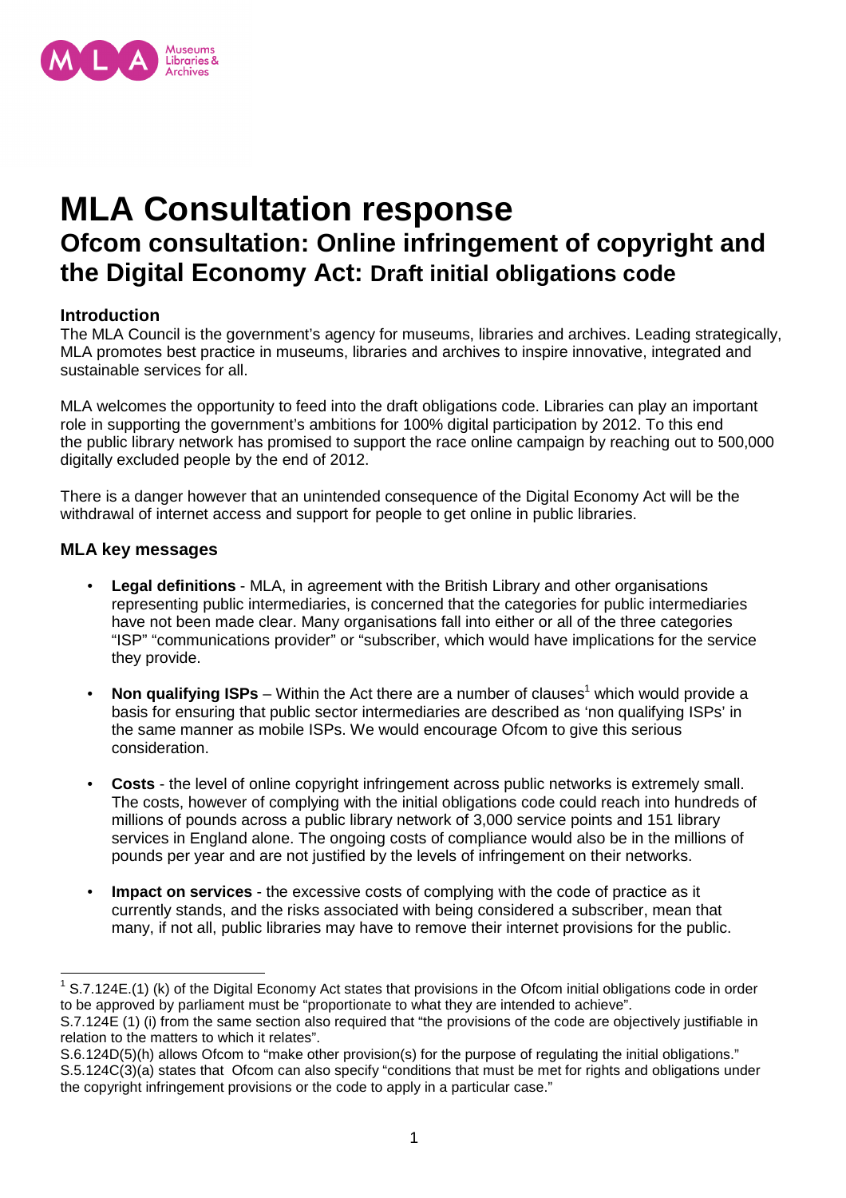# MLA Consultation response

## Ofcom consultation: Online infringement of copyright and the Digital Economy Act: Draft initial obligations code

### Introduction

The MLA Council is the government's agency for museums, libraries and archives. Leading strategically, MLA promotes best practice in museums, libraries and archives to inspire innovative, integrated and sustainable services for all.

MLA welcomes the opportunity to feed into the draft obligations code. Libraries can play an important role in supporting the government's ambitions for 100% digital participation by 2012. To this end the public library network has promised to support the race online campaign by reaching out to 500,000 digitally excluded people by the end of 2012.

There is a danger however that an unintended consequence of the Digital Economy Act will be the withdrawal of internet access and support for people to get online in public libraries.

### MLA key messages

- **Legal definitions** - MLA, in agreement with the British Library and other organisations representing public intermediaries, is concerned that the categories for public intermediaries have not been made clear. Many organisations fall into either or all of the three categories "ISP" "communications provider" or "subscriber, which would have implications for the service they provide.
- **Non qualifying ISPs** – Within the Act there are a number of clauses[1] which would provide a basis for ensuring that public sector intermediaries are described as 'non qualifying ISPs' in the same manner as mobile ISPs. We would encourage Ofcom to give this serious consideration.
- **Costs** - the level of online copyright infringement across public networks is extremely small. The costs, however of complying with the initial obligations code could reach into hundreds of millions of pounds across a public library network of 3,000 service points and 151 library services in England alone. The ongoing costs of compliance would also be in the millions of pounds per year and are not justified by the levels of infringement on their networks.
- **Impact on services** - the excessive costs of complying with the code of practice as it currently stands, and the risks associated with being considered a subscriber, mean that many, if not all, public libraries may have to remove their internet provisions for the public.

---

[1] S.7.124E.(1) (k) of the Digital Economy Act states that provisions in the Ofcom initial obligations code in order to be approved by parliament must be "proportionate to what they are intended to achieve".
S.7.124E (1) (i) from the same section also required that "the provisions of the code are objectively justifiable in relation to the matters to which it relates".
S.6.124D(5)(h) allows Ofcom to "make other provision(s) for the purpose of regulating the initial obligations."
S.5.124C(3)(a) states that Ofcom can also specify "conditions that must be met for rights and obligations under the copyright infringement provisions or the code to apply in a particular case."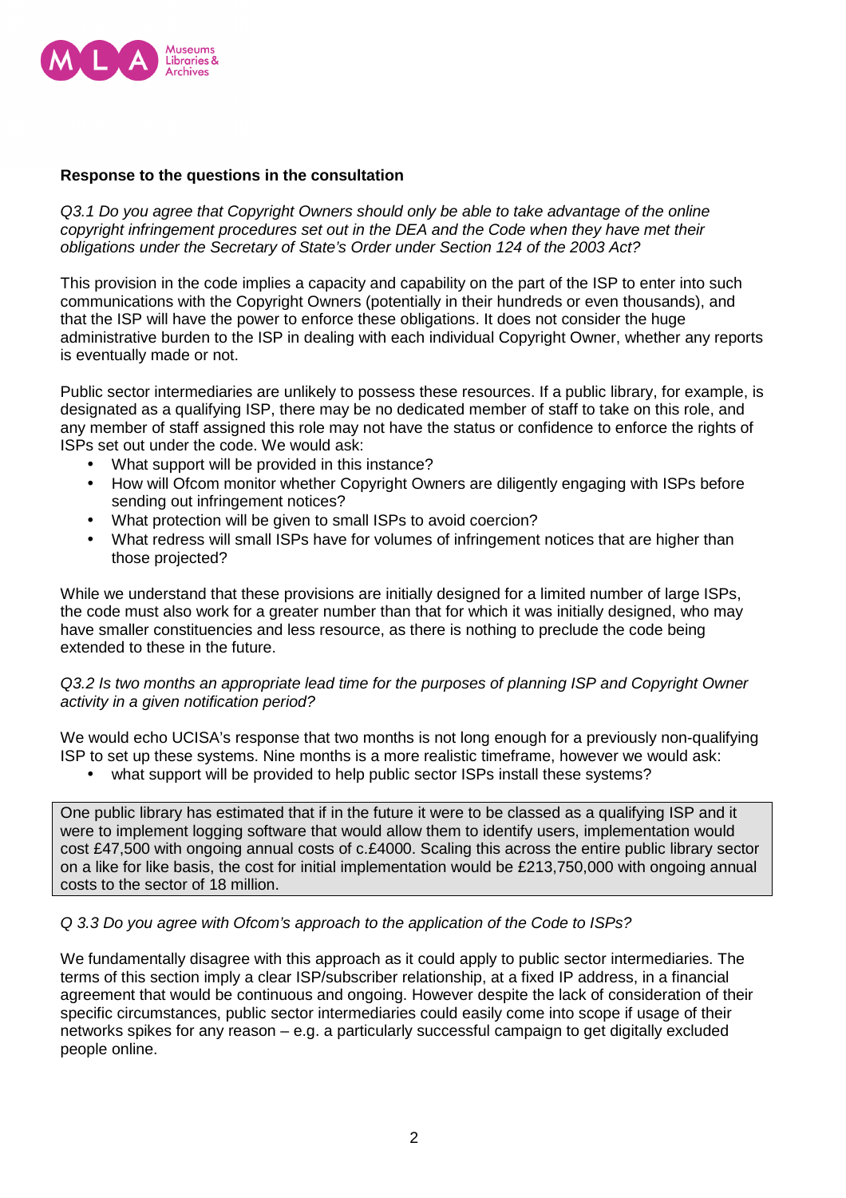**Response to the questions in the consultation**

*Q3.1 Do you agree that Copyright Owners should only be able to take advantage of the online copyright infringement procedures set out in the DEA and the Code when they have met their obligations under the Secretary of State's Order under Section 124 of the 2003 Act?*

This provision in the code implies a capacity and capability on the part of the ISP to enter into such communications with the Copyright Owners (potentially in their hundreds or even thousands), and that the ISP will have the power to enforce these obligations. It does not consider the huge administrative burden to the ISP in dealing with each individual Copyright Owner, whether any reports is eventually made or not.

Public sector intermediaries are unlikely to possess these resources. If a public library, for example, is designated as a qualifying ISP, there may be no dedicated member of staff to take on this role, and any member of staff assigned this role may not have the status or confidence to enforce the rights of ISPs set out under the code. We would ask:

- What support will be provided in this instance?
- How will Ofcom monitor whether Copyright Owners are diligently engaging with ISPs before sending out infringement notices?
- What protection will be given to small ISPs to avoid coercion?
- What redress will small ISPs have for volumes of infringement notices that are higher than those projected?

While we understand that these provisions are initially designed for a limited number of large ISPs, the code must also work for a greater number than that for which it was initially designed, who may have smaller constituencies and less resource, as there is nothing to preclude the code being extended to these in the future.

*Q3.2 Is two months an appropriate lead time for the purposes of planning ISP and Copyright Owner activity in a given notification period?*

We would echo UCISA's response that two months is not long enough for a previously non-qualifying ISP to set up these systems. Nine months is a more realistic timeframe, however we would ask:

- what support will be provided to help public sector ISPs install these systems?

> One public library has estimated that if in the future it were to be classed as a qualifying ISP and it were to implement logging software that would allow them to identify users, implementation would cost £47,500 with ongoing annual costs of c.£4000. Scaling this across the entire public library sector on a like for like basis, the cost for initial implementation would be £213,750,000 with ongoing annual costs to the sector of 18 million.

*Q 3.3 Do you agree with Ofcom's approach to the application of the Code to ISPs?*

We fundamentally disagree with this approach as it could apply to public sector intermediaries. The terms of this section imply a clear ISP/subscriber relationship, at a fixed IP address, in a financial agreement that would be continuous and ongoing. However despite the lack of consideration of their specific circumstances, public sector intermediaries could easily come into scope if usage of their networks spikes for any reason – e.g. a particularly successful campaign to get digitally excluded people online.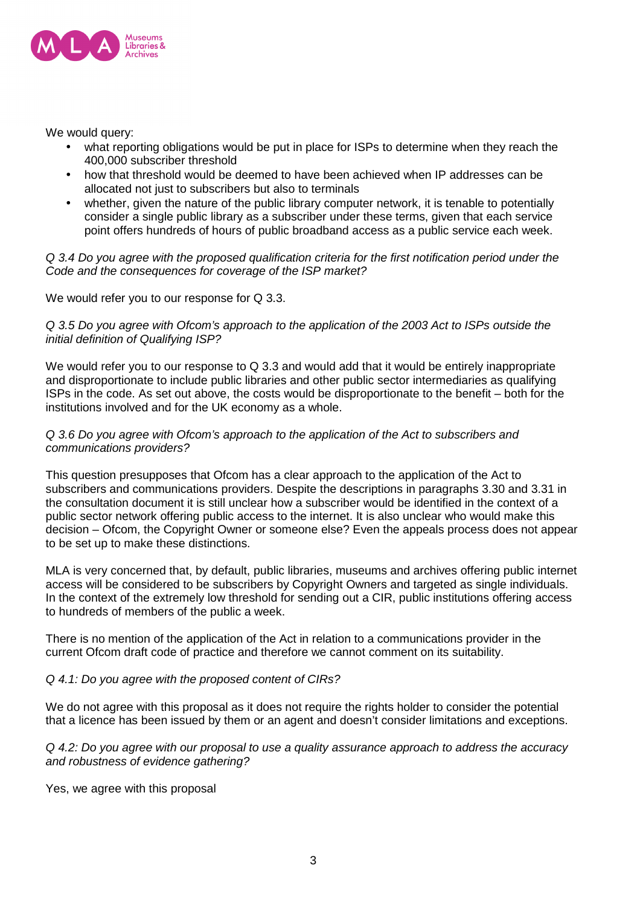We would query:

- what reporting obligations would be put in place for ISPs to determine when they reach the 400,000 subscriber threshold
- how that threshold would be deemed to have been achieved when IP addresses can be allocated not just to subscribers but also to terminals
- whether, given the nature of the public library computer network, it is tenable to potentially consider a single public library as a subscriber under these terms, given that each service point offers hundreds of hours of public broadband access as a public service each week.

*Q 3.4 Do you agree with the proposed qualification criteria for the first notification period under the Code and the consequences for coverage of the ISP market?*

We would refer you to our response for Q 3.3.

*Q 3.5 Do you agree with Ofcom's approach to the application of the 2003 Act to ISPs outside the initial definition of Qualifying ISP?*

We would refer you to our response to Q 3.3 and would add that it would be entirely inappropriate and disproportionate to include public libraries and other public sector intermediaries as qualifying ISPs in the code. As set out above, the costs would be disproportionate to the benefit – both for the institutions involved and for the UK economy as a whole.

*Q 3.6 Do you agree with Ofcom's approach to the application of the Act to subscribers and communications providers?*

This question presupposes that Ofcom has a clear approach to the application of the Act to subscribers and communications providers. Despite the descriptions in paragraphs 3.30 and 3.31 in the consultation document it is still unclear how a subscriber would be identified in the context of a public sector network offering public access to the internet. It is also unclear who would make this decision – Ofcom, the Copyright Owner or someone else? Even the appeals process does not appear to be set up to make these distinctions.

MLA is very concerned that, by default, public libraries, museums and archives offering public internet access will be considered to be subscribers by Copyright Owners and targeted as single individuals. In the context of the extremely low threshold for sending out a CIR, public institutions offering access to hundreds of members of the public a week.

There is no mention of the application of the Act in relation to a communications provider in the current Ofcom draft code of practice and therefore we cannot comment on its suitability.

*Q 4.1: Do you agree with the proposed content of CIRs?*

We do not agree with this proposal as it does not require the rights holder to consider the potential that a licence has been issued by them or an agent and doesn't consider limitations and exceptions.

*Q 4.2: Do you agree with our proposal to use a quality assurance approach to address the accuracy and robustness of evidence gathering?*

Yes, we agree with this proposal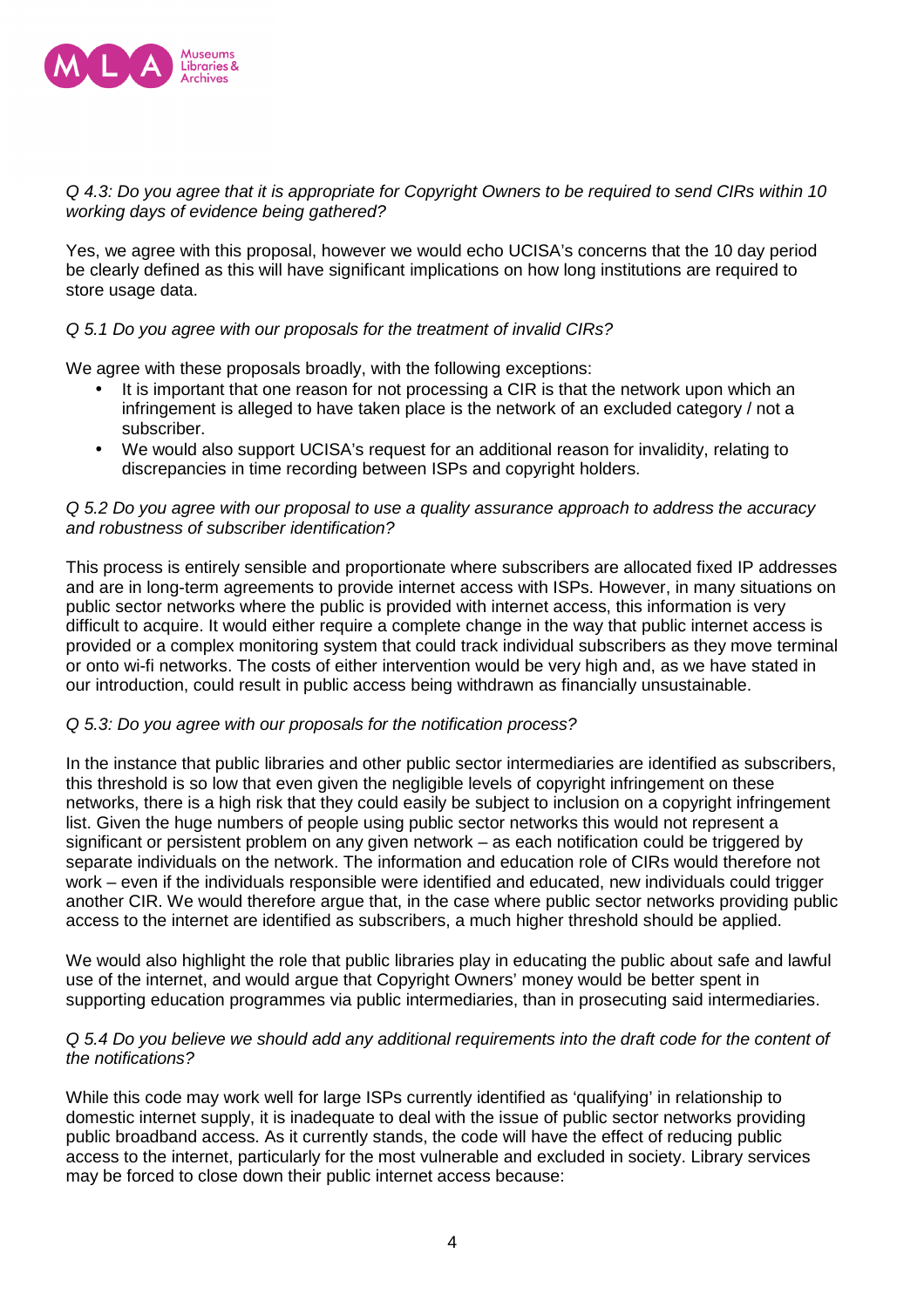*Q 4.3: Do you agree that it is appropriate for Copyright Owners to be required to send CIRs within 10 working days of evidence being gathered?*

Yes, we agree with this proposal, however we would echo UCISA's concerns that the 10 day period be clearly defined as this will have significant implications on how long institutions are required to store usage data.

*Q 5.1 Do you agree with our proposals for the treatment of invalid CIRs?*

We agree with these proposals broadly, with the following exceptions:

- It is important that one reason for not processing a CIR is that the network upon which an infringement is alleged to have taken place is the network of an excluded category / not a subscriber.
- We would also support UCISA's request for an additional reason for invalidity, relating to discrepancies in time recording between ISPs and copyright holders.

*Q 5.2 Do you agree with our proposal to use a quality assurance approach to address the accuracy and robustness of subscriber identification?*

This process is entirely sensible and proportionate where subscribers are allocated fixed IP addresses and are in long-term agreements to provide internet access with ISPs. However, in many situations on public sector networks where the public is provided with internet access, this information is very difficult to acquire. It would either require a complete change in the way that public internet access is provided or a complex monitoring system that could track individual subscribers as they move terminal or onto wi-fi networks. The costs of either intervention would be very high and, as we have stated in our introduction, could result in public access being withdrawn as financially unsustainable.

*Q 5.3: Do you agree with our proposals for the notification process?*

In the instance that public libraries and other public sector intermediaries are identified as subscribers, this threshold is so low that even given the negligible levels of copyright infringement on these networks, there is a high risk that they could easily be subject to inclusion on a copyright infringement list. Given the huge numbers of people using public sector networks this would not represent a significant or persistent problem on any given network – as each notification could be triggered by separate individuals on the network. The information and education role of CIRs would therefore not work – even if the individuals responsible were identified and educated, new individuals could trigger another CIR. We would therefore argue that, in the case where public sector networks providing public access to the internet are identified as subscribers, a much higher threshold should be applied.

We would also highlight the role that public libraries play in educating the public about safe and lawful use of the internet, and would argue that Copyright Owners' money would be better spent in supporting education programmes via public intermediaries, than in prosecuting said intermediaries.

*Q 5.4 Do you believe we should add any additional requirements into the draft code for the content of the notifications?*

While this code may work well for large ISPs currently identified as 'qualifying' in relationship to domestic internet supply, it is inadequate to deal with the issue of public sector networks providing public broadband access. As it currently stands, the code will have the effect of reducing public access to the internet, particularly for the most vulnerable and excluded in society. Library services may be forced to close down their public internet access because: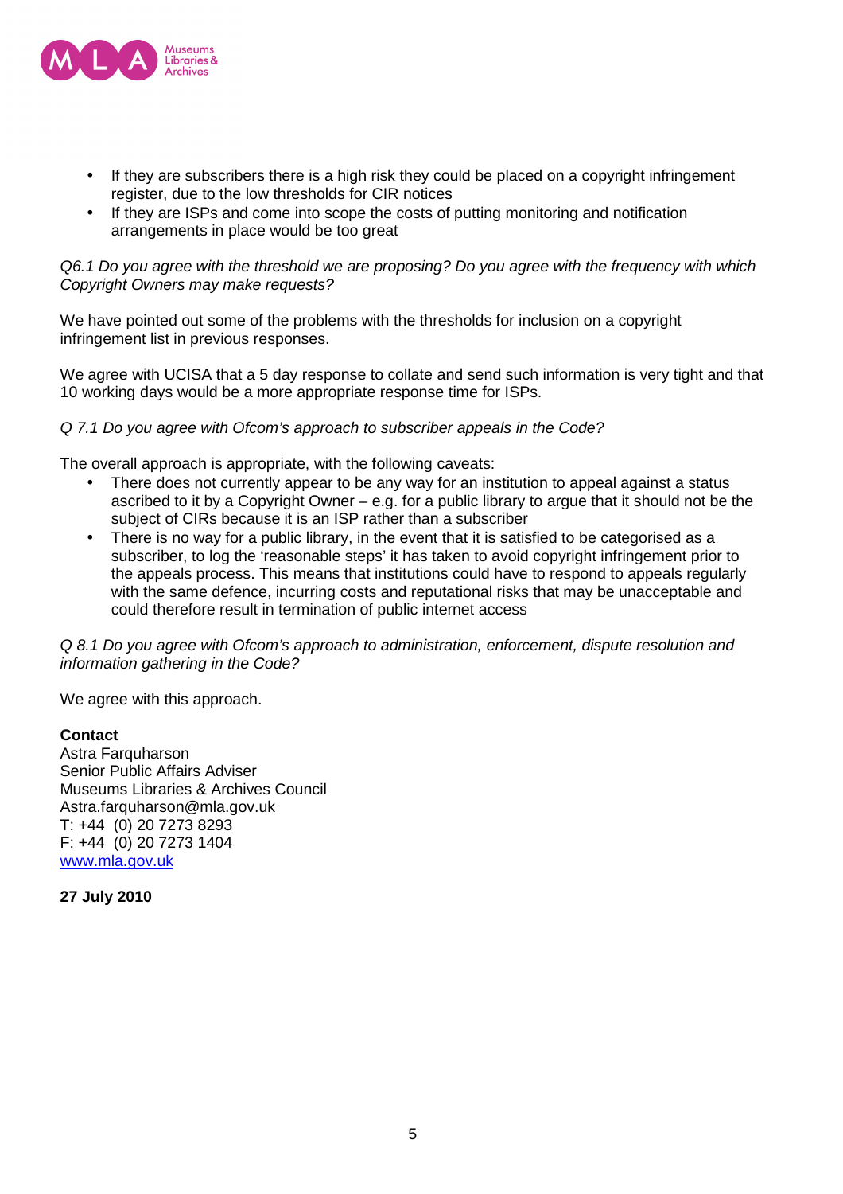- If they are subscribers there is a high risk they could be placed on a copyright infringement register, due to the low thresholds for CIR notices
- If they are ISPs and come into scope the costs of putting monitoring and notification arrangements in place would be too great

*Q6.1 Do you agree with the threshold we are proposing? Do you agree with the frequency with which Copyright Owners may make requests?*

We have pointed out some of the problems with the thresholds for inclusion on a copyright infringement list in previous responses.

We agree with UCISA that a 5 day response to collate and send such information is very tight and that 10 working days would be a more appropriate response time for ISPs.

*Q 7.1 Do you agree with Ofcom's approach to subscriber appeals in the Code?*

The overall approach is appropriate, with the following caveats:

- There does not currently appear to be any way for an institution to appeal against a status ascribed to it by a Copyright Owner – e.g. for a public library to argue that it should not be the subject of CIRs because it is an ISP rather than a subscriber
- There is no way for a public library, in the event that it is satisfied to be categorised as a subscriber, to log the 'reasonable steps' it has taken to avoid copyright infringement prior to the appeals process. This means that institutions could have to respond to appeals regularly with the same defence, incurring costs and reputational risks that may be unacceptable and could therefore result in termination of public internet access

*Q 8.1 Do you agree with Ofcom's approach to administration, enforcement, dispute resolution and information gathering in the Code?*

We agree with this approach.

**Contact**
Astra Farquharson
Senior Public Affairs Adviser
Museums Libraries & Archives Council
Astra.farquharson@mla.gov.uk
T: +44 (0) 20 7273 8293
F: +44 (0) 20 7273 1404
www.mla.gov.uk

**27 July 2010**